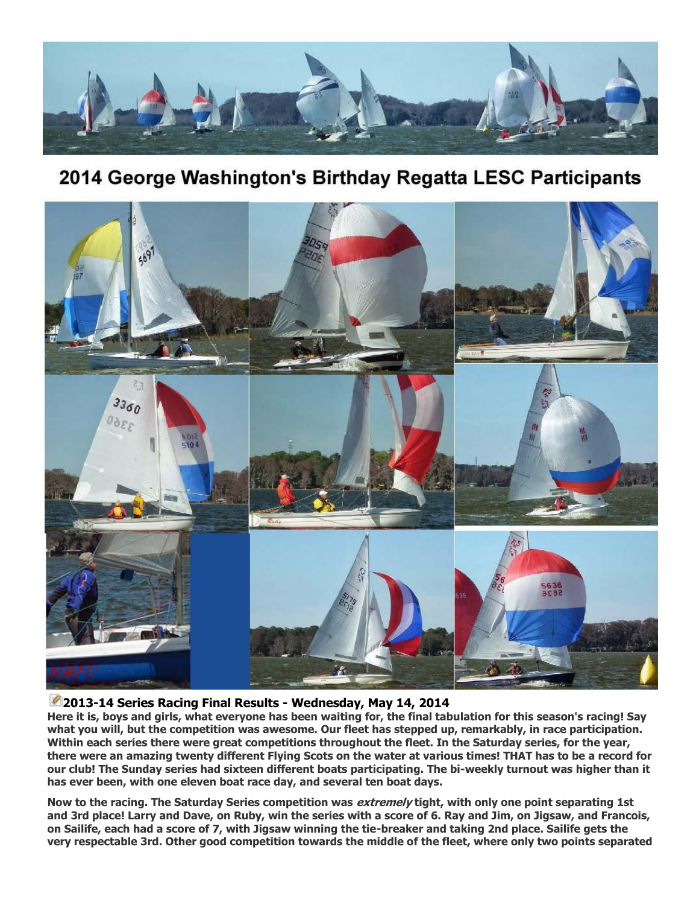## 2014 George Washington's Birthday Regatta LESC Participants

### 2013-14 Series Racing Final Results - Wednesday, May 14, 2014

**Here it is, boys and girls, what everyone has been waiting for, the final tabulation for this season's racing! Say what you will, but the competition was awesome. Our fleet has stepped up, remarkably, in race participation. Within each series there were great competitions throughout the fleet. In the Saturday series, for the year, there were an amazing twenty different Flying Scots on the water at various times! THAT has to be a record for our club! The Sunday series had sixteen different boats participating. The bi-weekly turnout was higher than it has ever been, with one eleven boat race day, and several ten boat days.**

**Now to the racing. The Saturday Series competition was *extremely* tight, with only one point separating 1st and 3rd place! Larry and Dave, on Ruby, win the series with a score of 6. Ray and Jim, on Jigsaw, and Francois, on Sailife, each had a score of 7, with Jigsaw winning the tie-breaker and taking 2nd place. Sailife gets the very respectable 3rd. Other good competition towards the middle of the fleet, where only two points separated**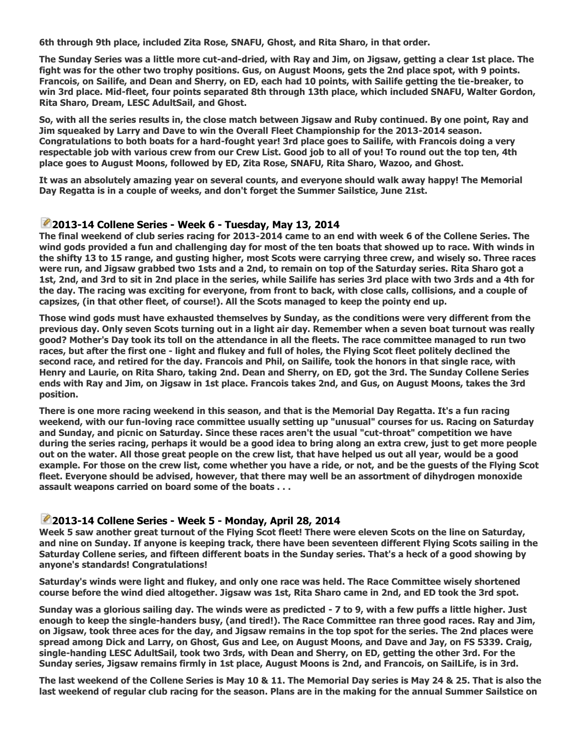**6th through 9th place, included Zita Rose, SNAFU, Ghost, and Rita Sharo, in that order.**

**The Sunday Series was a little more cut-and-dried, with Ray and Jim, on Jigsaw, getting a clear 1st place. The fight was for the other two trophy positions. Gus, on August Moons, gets the 2nd place spot, with 9 points. Francois, on Sailife, and Dean and Sherry, on ED, each had 10 points, with Sailife getting the tie-breaker, to win 3rd place. Mid-fleet, four points separated 8th through 13th place, which included SNAFU, Walter Gordon, Rita Sharo, Dream, LESC AdultSail, and Ghost.**

**So, with all the series results in, the close match between Jigsaw and Ruby continued. By one point, Ray and Jim squeaked by Larry and Dave to win the Overall Fleet Championship for the 2013-2014 season. Congratulations to both boats for a hard-fought year! 3rd place goes to Sailife, with Francois doing a very respectable job with various crew from our Crew List. Good job to all of you! To round out the top ten, 4th place goes to August Moons, followed by ED, Zita Rose, SNAFU, Rita Sharo, Wazoo, and Ghost.**

**It was an absolutely amazing year on several counts, and everyone should walk away happy! The Memorial Day Regatta is in a couple of weeks, and don't forget the Summer Sailstice, June 21st.**

## 2013-14 Collene Series - Week 6 - Tuesday, May 13, 2014

**The final weekend of club series racing for 2013-2014 came to an end with week 6 of the Collene Series. The wind gods provided a fun and challenging day for most of the ten boats that showed up to race. With winds in the shifty 13 to 15 range, and gusting higher, most Scots were carrying three crew, and wisely so. Three races were run, and Jigsaw grabbed two 1sts and a 2nd, to remain on top of the Saturday series. Rita Sharo got a 1st, 2nd, and 3rd to sit in 2nd place in the series, while Sailife has series 3rd place with two 3rds and a 4th for the day. The racing was exciting for everyone, from front to back, with close calls, collisions, and a couple of capsizes, (in that other fleet, of course!). All the Scots managed to keep the pointy end up.**

**Those wind gods must have exhausted themselves by Sunday, as the conditions were very different from the previous day. Only seven Scots turning out in a light air day. Remember when a seven boat turnout was really good? Mother's Day took its toll on the attendance in all the fleets. The race committee managed to run two races, but after the first one - light and flukey and full of holes, the Flying Scot fleet politely declined the second race, and retired for the day. Francois and Phil, on Sailife, took the honors in that single race, with Henry and Laurie, on Rita Sharo, taking 2nd. Dean and Sherry, on ED, got the 3rd. The Sunday Collene Series ends with Ray and Jim, on Jigsaw in 1st place. Francois takes 2nd, and Gus, on August Moons, takes the 3rd position.**

**There is one more racing weekend in this season, and that is the Memorial Day Regatta. It's a fun racing weekend, with our fun-loving race committee usually setting up "unusual" courses for us. Racing on Saturday and Sunday, and picnic on Saturday. Since these races aren't the usual "cut-throat" competition we have during the series racing, perhaps it would be a good idea to bring along an extra crew, just to get more people out on the water. All those great people on the crew list, that have helped us out all year, would be a good example. For those on the crew list, come whether you have a ride, or not, and be the guests of the Flying Scot fleet. Everyone should be advised, however, that there may well be an assortment of dihydrogen monoxide assault weapons carried on board some of the boats . . .**

## 2013-14 Collene Series - Week 5 - Monday, April 28, 2014

**Week 5 saw another great turnout of the Flying Scot fleet! There were eleven Scots on the line on Saturday, and nine on Sunday. If anyone is keeping track, there have been seventeen different Flying Scots sailing in the Saturday Collene series, and fifteen different boats in the Sunday series. That's a heck of a good showing by anyone's standards! Congratulations!**

**Saturday's winds were light and flukey, and only one race was held. The Race Committee wisely shortened course before the wind died altogether. Jigsaw was 1st, Rita Sharo came in 2nd, and ED took the 3rd spot.**

**Sunday was a glorious sailing day. The winds were as predicted - 7 to 9, with a few puffs a little higher. Just enough to keep the single-handers busy, (and tired!). The Race Committee ran three good races. Ray and Jim, on Jigsaw, took three aces for the day, and Jigsaw remains in the top spot for the series. The 2nd places were spread among Dick and Larry, on Ghost, Gus and Lee, on August Moons, and Dave and Jay, on FS 5339. Craig, single-handing LESC AdultSail, took two 3rds, with Dean and Sherry, on ED, getting the other 3rd. For the Sunday series, Jigsaw remains firmly in 1st place, August Moons is 2nd, and Francois, on SailLife, is in 3rd.**

**The last weekend of the Collene Series is May 10 & 11. The Memorial Day series is May 24 & 25. That is also the last weekend of regular club racing for the season. Plans are in the making for the annual Summer Sailstice on**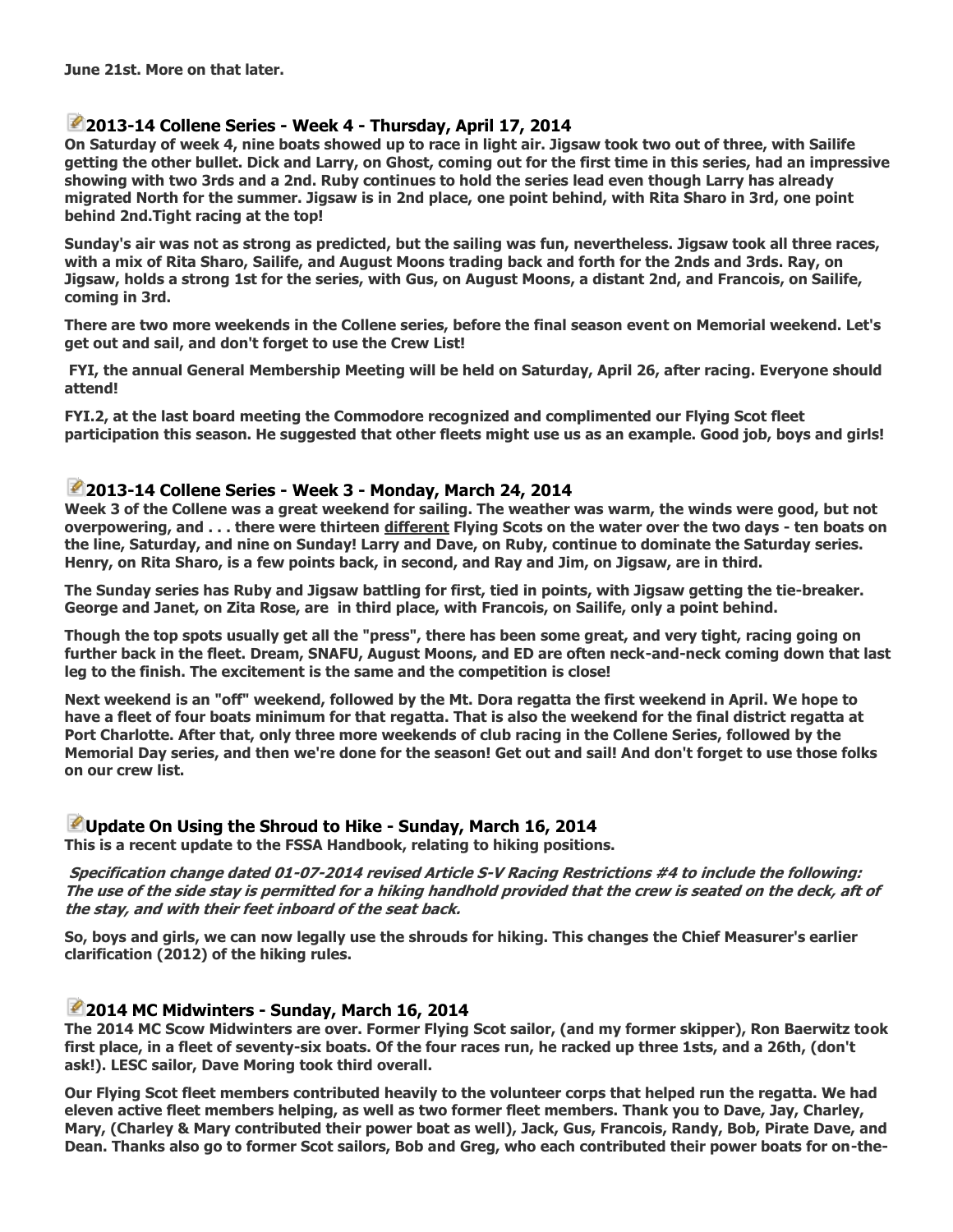**June 21st. More on that later.**

## 2013-14 Collene Series - Week 4 - Thursday, April 17, 2014

**On Saturday of week 4, nine boats showed up to race in light air. Jigsaw took two out of three, with Sailife getting the other bullet. Dick and Larry, on Ghost, coming out for the first time in this series, had an impressive showing with two 3rds and a 2nd. Ruby continues to hold the series lead even though Larry has already migrated North for the summer. Jigsaw is in 2nd place, one point behind, with Rita Sharo in 3rd, one point behind 2nd.Tight racing at the top!**

**Sunday's air was not as strong as predicted, but the sailing was fun, nevertheless. Jigsaw took all three races, with a mix of Rita Sharo, Sailife, and August Moons trading back and forth for the 2nds and 3rds. Ray, on Jigsaw, holds a strong 1st for the series, with Gus, on August Moons, a distant 2nd, and Francois, on Sailife, coming in 3rd.**

**There are two more weekends in the Collene series, before the final season event on Memorial weekend. Let's get out and sail, and don't forget to use the Crew List!**

**FYI, the annual General Membership Meeting will be held on Saturday, April 26, after racing. Everyone should attend!**

**FYI.2, at the last board meeting the Commodore recognized and complimented our Flying Scot fleet participation this season. He suggested that other fleets might use us as an example. Good job, boys and girls!**

## 2013-14 Collene Series - Week 3 - Monday, March 24, 2014

**Week 3 of the Collene was a great weekend for sailing. The weather was warm, the winds were good, but not overpowering, and . . . there were thirteen <u>different</u> Flying Scots on the water over the two days - ten boats on the line, Saturday, and nine on Sunday! Larry and Dave, on Ruby, continue to dominate the Saturday series. Henry, on Rita Sharo, is a few points back, in second, and Ray and Jim, on Jigsaw, are in third.**

**The Sunday series has Ruby and Jigsaw battling for first, tied in points, with Jigsaw getting the tie-breaker. George and Janet, on Zita Rose, are in third place, with Francois, on Sailife, only a point behind.**

**Though the top spots usually get all the "press", there has been some great, and very tight, racing going on further back in the fleet. Dream, SNAFU, August Moons, and ED are often neck-and-neck coming down that last leg to the finish. The excitement is the same and the competition is close!**

**Next weekend is an "off" weekend, followed by the Mt. Dora regatta the first weekend in April. We hope to have a fleet of four boats minimum for that regatta. That is also the weekend for the final district regatta at Port Charlotte. After that, only three more weekends of club racing in the Collene Series, followed by the Memorial Day series, and then we're done for the season! Get out and sail! And don't forget to use those folks on our crew list.**

## Update On Using the Shroud to Hike - Sunday, March 16, 2014

**This is a recent update to the FSSA Handbook, relating to hiking positions.**

***Specification change dated 01-07-2014 revised Article S-V Racing Restrictions #4 to include the following: The use of the side stay is permitted for a hiking handhold provided that the crew is seated on the deck, aft of the stay, and with their feet inboard of the seat back.***

**So, boys and girls, we can now legally use the shrouds for hiking. This changes the Chief Measurer's earlier clarification (2012) of the hiking rules.**

## 2014 MC Midwinters - Sunday, March 16, 2014

**The 2014 MC Scow Midwinters are over. Former Flying Scot sailor, (and my former skipper), Ron Baerwitz took first place, in a fleet of seventy-six boats. Of the four races run, he racked up three 1sts, and a 26th, (don't ask!). LESC sailor, Dave Moring took third overall.**

**Our Flying Scot fleet members contributed heavily to the volunteer corps that helped run the regatta. We had eleven active fleet members helping, as well as two former fleet members. Thank you to Dave, Jay, Charley, Mary, (Charley & Mary contributed their power boat as well), Jack, Gus, Francois, Randy, Bob, Pirate Dave, and Dean. Thanks also go to former Scot sailors, Bob and Greg, who each contributed their power boats for on-the-**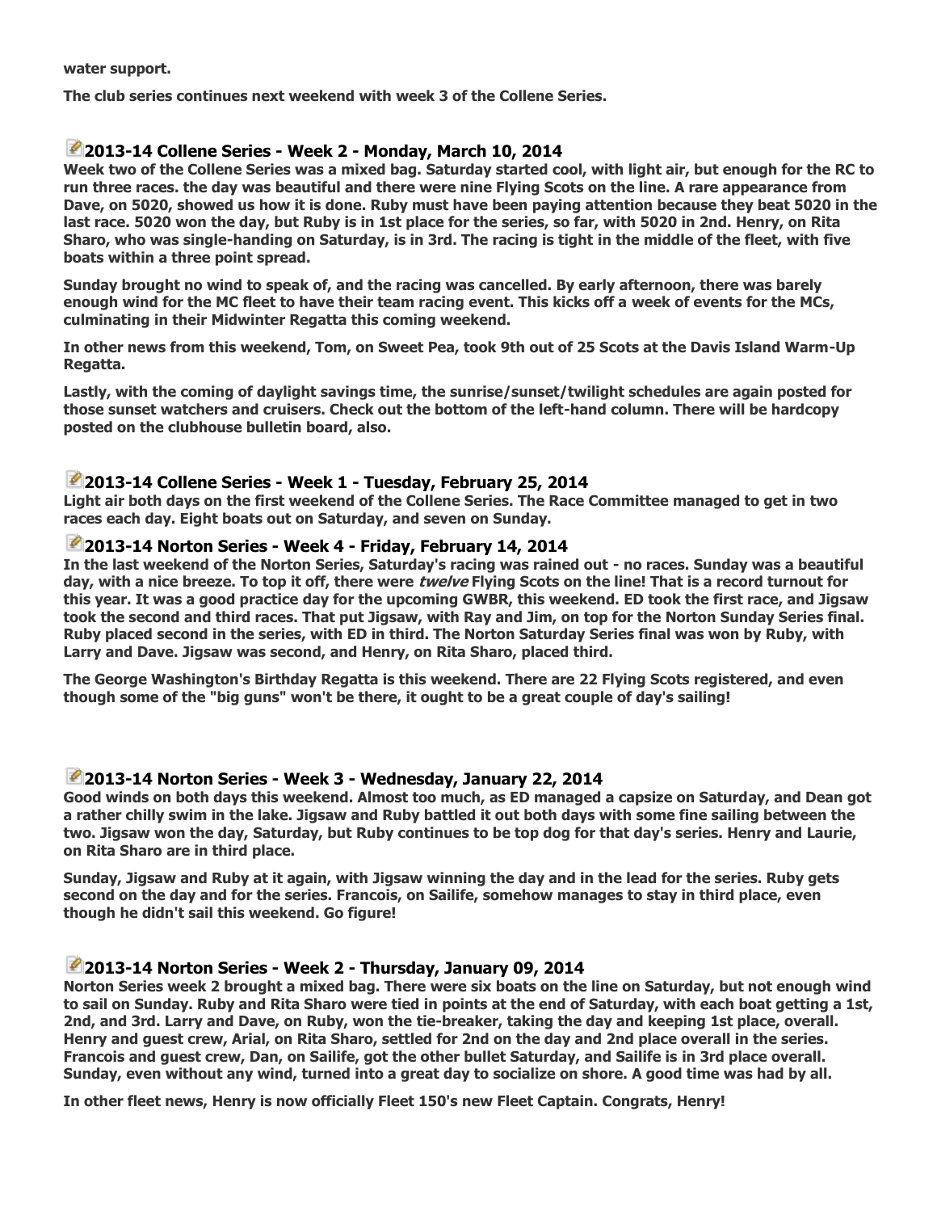**water support.**

**The club series continues next weekend with week 3 of the Collene Series.**

## 2013-14 Collene Series - Week 2 - Monday, March 10, 2014

**Week two of the Collene Series was a mixed bag. Saturday started cool, with light air, but enough for the RC to run three races. the day was beautiful and there were nine Flying Scots on the line. A rare appearance from Dave, on 5020, showed us how it is done. Ruby must have been paying attention because they beat 5020 in the last race. 5020 won the day, but Ruby is in 1st place for the series, so far, with 5020 in 2nd. Henry, on Rita Sharo, who was single-handing on Saturday, is in 3rd. The racing is tight in the middle of the fleet, with five boats within a three point spread.**

**Sunday brought no wind to speak of, and the racing was cancelled. By early afternoon, there was barely enough wind for the MC fleet to have their team racing event. This kicks off a week of events for the MCs, culminating in their Midwinter Regatta this coming weekend.**

**In other news from this weekend, Tom, on Sweet Pea, took 9th out of 25 Scots at the Davis Island Warm-Up Regatta.**

**Lastly, with the coming of daylight savings time, the sunrise/sunset/twilight schedules are again posted for those sunset watchers and cruisers. Check out the bottom of the left-hand column. There will be hardcopy posted on the clubhouse bulletin board, also.**

## 2013-14 Collene Series - Week 1 - Tuesday, February 25, 2014

**Light air both days on the first weekend of the Collene Series. The Race Committee managed to get in two races each day. Eight boats out on Saturday, and seven on Sunday.**

## 2013-14 Norton Series - Week 4 - Friday, February 14, 2014

**In the last weekend of the Norton Series, Saturday's racing was rained out - no races. Sunday was a beautiful day, with a nice breeze. To top it off, there were *twelve* Flying Scots on the line! That is a record turnout for this year. It was a good practice day for the upcoming GWBR, this weekend. ED took the first race, and Jigsaw took the second and third races. That put Jigsaw, with Ray and Jim, on top for the Norton Sunday Series final. Ruby placed second in the series, with ED in third. The Norton Saturday Series final was won by Ruby, with Larry and Dave. Jigsaw was second, and Henry, on Rita Sharo, placed third.**

**The George Washington's Birthday Regatta is this weekend. There are 22 Flying Scots registered, and even though some of the "big guns" won't be there, it ought to be a great couple of day's sailing!**

## 2013-14 Norton Series - Week 3 - Wednesday, January 22, 2014

**Good winds on both days this weekend. Almost too much, as ED managed a capsize on Saturday, and Dean got a rather chilly swim in the lake. Jigsaw and Ruby battled it out both days with some fine sailing between the two. Jigsaw won the day, Saturday, but Ruby continues to be top dog for that day's series. Henry and Laurie, on Rita Sharo are in third place.**

**Sunday, Jigsaw and Ruby at it again, with Jigsaw winning the day and in the lead for the series. Ruby gets second on the day and for the series. Francois, on Sailife, somehow manages to stay in third place, even though he didn't sail this weekend. Go figure!**

## 2013-14 Norton Series - Week 2 - Thursday, January 09, 2014

**Norton Series week 2 brought a mixed bag. There were six boats on the line on Saturday, but not enough wind to sail on Sunday. Ruby and Rita Sharo were tied in points at the end of Saturday, with each boat getting a 1st, 2nd, and 3rd. Larry and Dave, on Ruby, won the tie-breaker, taking the day and keeping 1st place, overall. Henry and guest crew, Arial, on Rita Sharo, settled for 2nd on the day and 2nd place overall in the series. Francois and guest crew, Dan, on Sailife, got the other bullet Saturday, and Sailife is in 3rd place overall. Sunday, even without any wind, turned into a great day to socialize on shore. A good time was had by all.**

**In other fleet news, Henry is now officially Fleet 150's new Fleet Captain. Congrats, Henry!**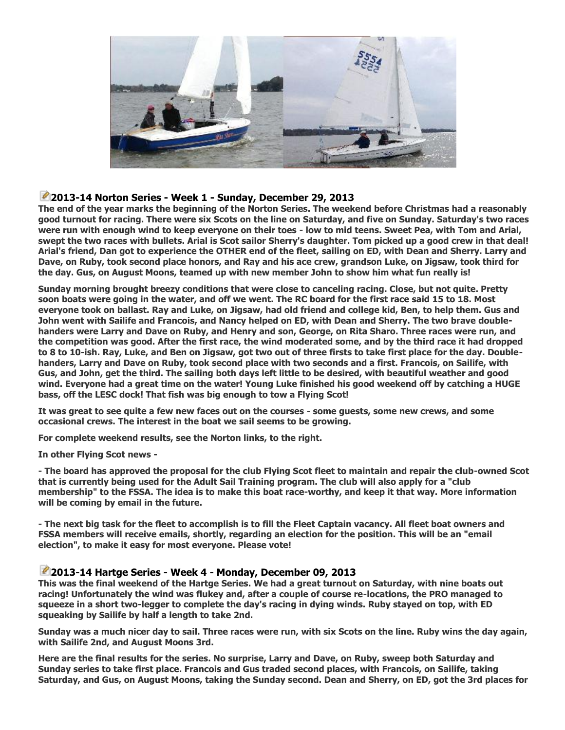## 2013-14 Norton Series - Week 1 - Sunday, December 29, 2013

**The end of the year marks the beginning of the Norton Series. The weekend before Christmas had a reasonably good turnout for racing. There were six Scots on the line on Saturday, and five on Sunday. Saturday's two races were run with enough wind to keep everyone on their toes - low to mid teens. Sweet Pea, with Tom and Arial, swept the two races with bullets. Arial is Scot sailor Sherry's daughter. Tom picked up a good crew in that deal! Arial's friend, Dan got to experience the OTHER end of the fleet, sailing on ED, with Dean and Sherry. Larry and Dave, on Ruby, took second place honors, and Ray and his ace crew, grandson Luke, on Jigsaw, took third for the day. Gus, on August Moons, teamed up with new member John to show him what fun really is!**

**Sunday morning brought breezy conditions that were close to canceling racing. Close, but not quite. Pretty soon boats were going in the water, and off we went. The RC board for the first race said 15 to 18. Most everyone took on ballast. Ray and Luke, on Jigsaw, had old friend and college kid, Ben, to help them. Gus and John went with Sailife and Francois, and Nancy helped on ED, with Dean and Sherry. The two brave double-handers were Larry and Dave on Ruby, and Henry and son, George, on Rita Sharo. Three races were run, and the competition was good. After the first race, the wind moderated some, and by the third race it had dropped to 8 to 10-ish. Ray, Luke, and Ben on Jigsaw, got two out of three firsts to take first place for the day. Double-handers, Larry and Dave on Ruby, took second place with two seconds and a first. Francois, on Sailife, with Gus, and John, get the third. The sailing both days left little to be desired, with beautiful weather and good wind. Everyone had a great time on the water! Young Luke finished his good weekend off by catching a HUGE bass, off the LESC dock! That fish was big enough to tow a Flying Scot!**

**It was great to see quite a few new faces out on the courses - some guests, some new crews, and some occasional crews. The interest in the boat we sail seems to be growing.**

**For complete weekend results, see the Norton links, to the right.**

**In other Flying Scot news -**

**- The board has approved the proposal for the club Flying Scot fleet to maintain and repair the club-owned Scot that is currently being used for the Adult Sail Training program. The club will also apply for a "club membership" to the FSSA. The idea is to make this boat race-worthy, and keep it that way. More information will be coming by email in the future.**

**- The next big task for the fleet to accomplish is to fill the Fleet Captain vacancy. All fleet boat owners and FSSA members will receive emails, shortly, regarding an election for the position. This will be an "email election", to make it easy for most everyone. Please vote!**

## 2013-14 Hartge Series - Week 4 - Monday, December 09, 2013

**This was the final weekend of the Hartge Series. We had a great turnout on Saturday, with nine boats out racing! Unfortunately the wind was flukey and, after a couple of course re-locations, the PRO managed to squeeze in a short two-legger to complete the day's racing in dying winds. Ruby stayed on top, with ED squeaking by Sailife by half a length to take 2nd.**

**Sunday was a much nicer day to sail. Three races were run, with six Scots on the line. Ruby wins the day again, with Sailife 2nd, and August Moons 3rd.**

**Here are the final results for the series. No surprise, Larry and Dave, on Ruby, sweep both Saturday and Sunday series to take first place. Francois and Gus traded second places, with Francois, on Sailife, taking Saturday, and Gus, on August Moons, taking the Sunday second. Dean and Sherry, on ED, got the 3rd places for**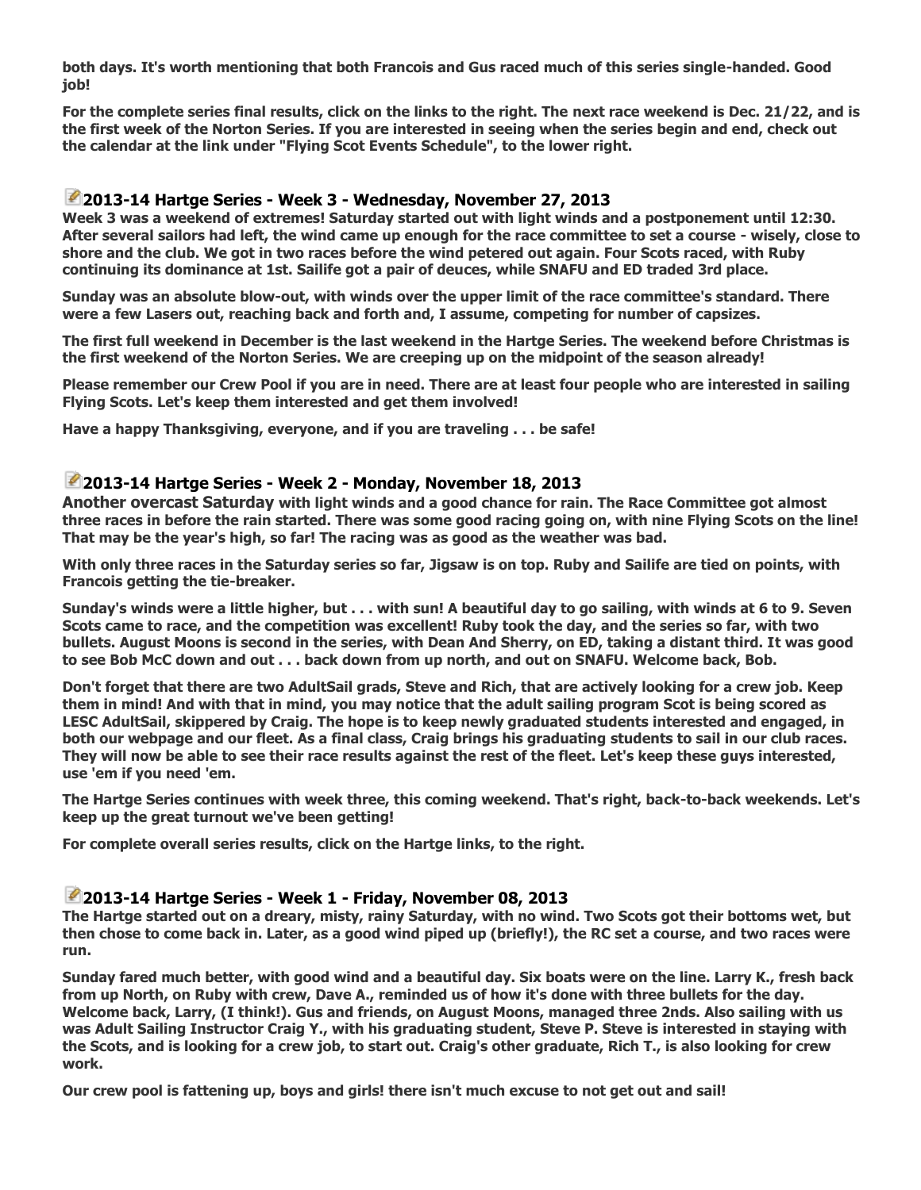**both days. It's worth mentioning that both Francois and Gus raced much of this series single-handed. Good job!**

**For the complete series final results, click on the links to the right. The next race weekend is Dec. 21/22, and is the first week of the Norton Series. If you are interested in seeing when the series begin and end, check out the calendar at the link under "Flying Scot Events Schedule", to the lower right.**

## 2013-14 Hartge Series - Week 3 - Wednesday, November 27, 2013

**Week 3 was a weekend of extremes! Saturday started out with light winds and a postponement until 12:30. After several sailors had left, the wind came up enough for the race committee to set a course - wisely, close to shore and the club. We got in two races before the wind petered out again. Four Scots raced, with Ruby continuing its dominance at 1st. Sailife got a pair of deuces, while SNAFU and ED traded 3rd place.**

**Sunday was an absolute blow-out, with winds over the upper limit of the race committee's standard. There were a few Lasers out, reaching back and forth and, I assume, competing for number of capsizes.**

**The first full weekend in December is the last weekend in the Hartge Series. The weekend before Christmas is the first weekend of the Norton Series. We are creeping up on the midpoint of the season already!**

**Please remember our Crew Pool if you are in need. There are at least four people who are interested in sailing Flying Scots. Let's keep them interested and get them involved!**

**Have a happy Thanksgiving, everyone, and if you are traveling . . . be safe!**

## 2013-14 Hartge Series - Week 2 - Monday, November 18, 2013

**Another overcast Saturday with light winds and a good chance for rain. The Race Committee got almost three races in before the rain started. There was some good racing going on, with nine Flying Scots on the line! That may be the year's high, so far! The racing was as good as the weather was bad.**

**With only three races in the Saturday series so far, Jigsaw is on top. Ruby and Sailife are tied on points, with Francois getting the tie-breaker.**

**Sunday's winds were a little higher, but . . . with sun! A beautiful day to go sailing, with winds at 6 to 9. Seven Scots came to race, and the competition was excellent! Ruby took the day, and the series so far, with two bullets. August Moons is second in the series, with Dean And Sherry, on ED, taking a distant third. It was good to see Bob McC down and out . . . back down from up north, and out on SNAFU. Welcome back, Bob.**

**Don't forget that there are two AdultSail grads, Steve and Rich, that are actively looking for a crew job. Keep them in mind! And with that in mind, you may notice that the adult sailing program Scot is being scored as LESC AdultSail, skippered by Craig. The hope is to keep newly graduated students interested and engaged, in both our webpage and our fleet. As a final class, Craig brings his graduating students to sail in our club races. They will now be able to see their race results against the rest of the fleet. Let's keep these guys interested, use 'em if you need 'em.**

**The Hartge Series continues with week three, this coming weekend. That's right, back-to-back weekends. Let's keep up the great turnout we've been getting!**

**For complete overall series results, click on the Hartge links, to the right.**

## 2013-14 Hartge Series - Week 1 - Friday, November 08, 2013

**The Hartge started out on a dreary, misty, rainy Saturday, with no wind. Two Scots got their bottoms wet, but then chose to come back in. Later, as a good wind piped up (briefly!), the RC set a course, and two races were run.**

**Sunday fared much better, with good wind and a beautiful day. Six boats were on the line. Larry K., fresh back from up North, on Ruby with crew, Dave A., reminded us of how it's done with three bullets for the day. Welcome back, Larry, (I think!). Gus and friends, on August Moons, managed three 2nds. Also sailing with us was Adult Sailing Instructor Craig Y., with his graduating student, Steve P. Steve is interested in staying with the Scots, and is looking for a crew job, to start out. Craig's other graduate, Rich T., is also looking for crew work.**

**Our crew pool is fattening up, boys and girls! there isn't much excuse to not get out and sail!**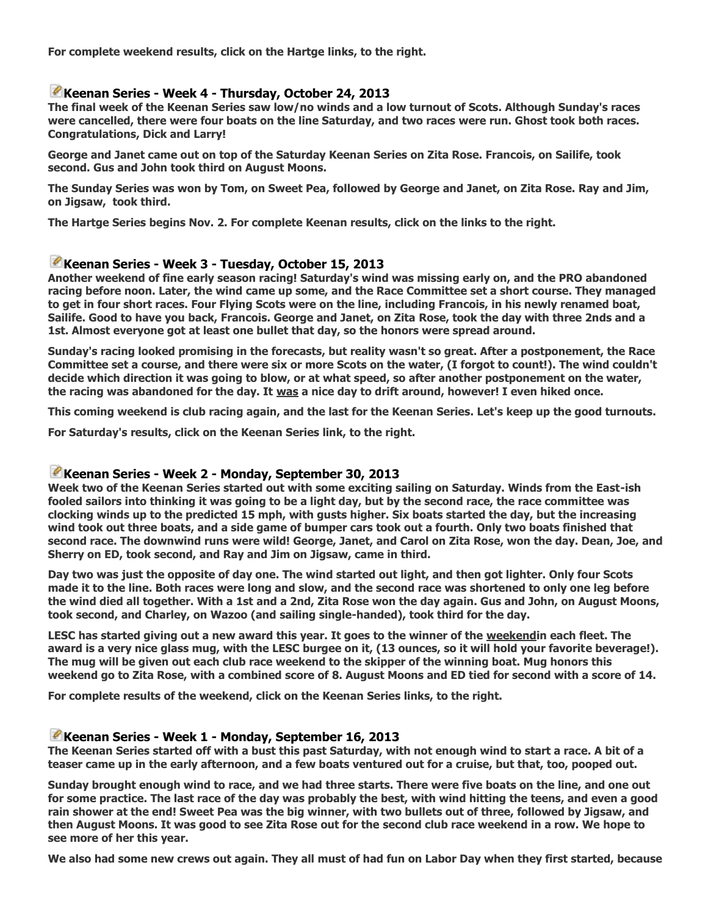**For complete weekend results, click on the Hartge links, to the right.**

## Keenan Series - Week 4 - Thursday, October 24, 2013

**The final week of the Keenan Series saw low/no winds and a low turnout of Scots. Although Sunday's races were cancelled, there were four boats on the line Saturday, and two races were run. Ghost took both races. Congratulations, Dick and Larry!**

**George and Janet came out on top of the Saturday Keenan Series on Zita Rose. Francois, on Sailife, took second. Gus and John took third on August Moons.**

**The Sunday Series was won by Tom, on Sweet Pea, followed by George and Janet, on Zita Rose. Ray and Jim, on Jigsaw, took third.**

**The Hartge Series begins Nov. 2. For complete Keenan results, click on the links to the right.**

## Keenan Series - Week 3 - Tuesday, October 15, 2013

**Another weekend of fine early season racing! Saturday's wind was missing early on, and the PRO abandoned racing before noon. Later, the wind came up some, and the Race Committee set a short course. They managed to get in four short races. Four Flying Scots were on the line, including Francois, in his newly renamed boat, Sailife. Good to have you back, Francois. George and Janet, on Zita Rose, took the day with three 2nds and a 1st. Almost everyone got at least one bullet that day, so the honors were spread around.**

**Sunday's racing looked promising in the forecasts, but reality wasn't so great. After a postponement, the Race Committee set a course, and there were six or more Scots on the water, (I forgot to count!). The wind couldn't decide which direction it was going to blow, or at what speed, so after another postponement on the water, the racing was abandoned for the day. It was a nice day to drift around, however! I even hiked once.**

**This coming weekend is club racing again, and the last for the Keenan Series. Let's keep up the good turnouts.**

**For Saturday's results, click on the Keenan Series link, to the right.**

## Keenan Series - Week 2 - Monday, September 30, 2013

**Week two of the Keenan Series started out with some exciting sailing on Saturday. Winds from the East-ish fooled sailors into thinking it was going to be a light day, but by the second race, the race committee was clocking winds up to the predicted 15 mph, with gusts higher. Six boats started the day, but the increasing wind took out three boats, and a side game of bumper cars took out a fourth. Only two boats finished that second race. The downwind runs were wild! George, Janet, and Carol on Zita Rose, won the day. Dean, Joe, and Sherry on ED, took second, and Ray and Jim on Jigsaw, came in third.**

**Day two was just the opposite of day one. The wind started out light, and then got lighter. Only four Scots made it to the line. Both races were long and slow, and the second race was shortened to only one leg before the wind died all together. With a 1st and a 2nd, Zita Rose won the day again. Gus and John, on August Moons, took second, and Charley, on Wazoo (and sailing single-handed), took third for the day.**

**LESC has started giving out a new award this year. It goes to the winner of the weekendin each fleet. The award is a very nice glass mug, with the LESC burgee on it, (13 ounces, so it will hold your favorite beverage!). The mug will be given out each club race weekend to the skipper of the winning boat. Mug honors this weekend go to Zita Rose, with a combined score of 8. August Moons and ED tied for second with a score of 14.**

**For complete results of the weekend, click on the Keenan Series links, to the right.**

## Keenan Series - Week 1 - Monday, September 16, 2013

**The Keenan Series started off with a bust this past Saturday, with not enough wind to start a race. A bit of a teaser came up in the early afternoon, and a few boats ventured out for a cruise, but that, too, pooped out.**

**Sunday brought enough wind to race, and we had three starts. There were five boats on the line, and one out for some practice. The last race of the day was probably the best, with wind hitting the teens, and even a good rain shower at the end! Sweet Pea was the big winner, with two bullets out of three, followed by Jigsaw, and then August Moons. It was good to see Zita Rose out for the second club race weekend in a row. We hope to see more of her this year.**

**We also had some new crews out again. They all must of had fun on Labor Day when they first started, because**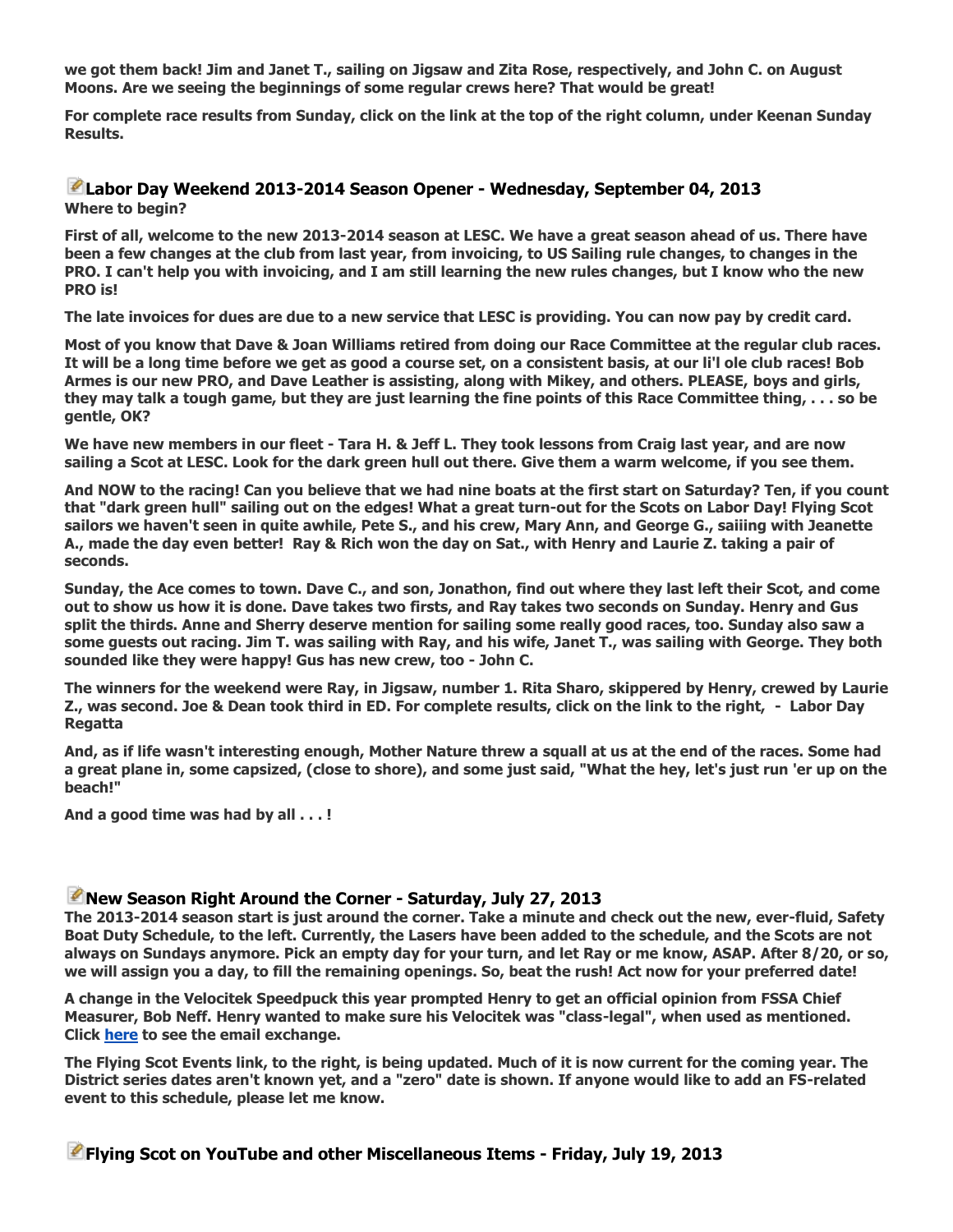**we got them back! Jim and Janet T., sailing on Jigsaw and Zita Rose, respectively, and John C. on August Moons. Are we seeing the beginnings of some regular crews here? That would be great!**

**For complete race results from Sunday, click on the link at the top of the right column, under Keenan Sunday Results.**

## Labor Day Weekend 2013-2014 Season Opener - Wednesday, September 04, 2013

**Where to begin?**

**First of all, welcome to the new 2013-2014 season at LESC. We have a great season ahead of us. There have been a few changes at the club from last year, from invoicing, to US Sailing rule changes, to changes in the PRO. I can't help you with invoicing, and I am still learning the new rules changes, but I know who the new PRO is!**

**The late invoices for dues are due to a new service that LESC is providing. You can now pay by credit card.**

**Most of you know that Dave & Joan Williams retired from doing our Race Committee at the regular club races. It will be a long time before we get as good a course set, on a consistent basis, at our li'l ole club races! Bob Armes is our new PRO, and Dave Leather is assisting, along with Mikey, and others. PLEASE, boys and girls, they may talk a tough game, but they are just learning the fine points of this Race Committee thing, . . . so be gentle, OK?**

**We have new members in our fleet - Tara H. & Jeff L. They took lessons from Craig last year, and are now sailing a Scot at LESC. Look for the dark green hull out there. Give them a warm welcome, if you see them.**

**And NOW to the racing! Can you believe that we had nine boats at the first start on Saturday? Ten, if you count that "dark green hull" sailing out on the edges! What a great turn-out for the Scots on Labor Day! Flying Scot sailors we haven't seen in quite awhile, Pete S., and his crew, Mary Ann, and George G., saiiing with Jeanette A., made the day even better! Ray & Rich won the day on Sat., with Henry and Laurie Z. taking a pair of seconds.**

**Sunday, the Ace comes to town. Dave C., and son, Jonathon, find out where they last left their Scot, and come out to show us how it is done. Dave takes two firsts, and Ray takes two seconds on Sunday. Henry and Gus split the thirds. Anne and Sherry deserve mention for sailing some really good races, too. Sunday also saw a some guests out racing. Jim T. was sailing with Ray, and his wife, Janet T., was sailing with George. They both sounded like they were happy! Gus has new crew, too - John C.**

**The winners for the weekend were Ray, in Jigsaw, number 1. Rita Sharo, skippered by Henry, crewed by Laurie Z., was second. Joe & Dean took third in ED. For complete results, click on the link to the right, - Labor Day Regatta**

**And, as if life wasn't interesting enough, Mother Nature threw a squall at us at the end of the races. Some had a great plane in, some capsized, (close to shore), and some just said, "What the hey, let's just run 'er up on the beach!"**

**And a good time was had by all . . . !**

## New Season Right Around the Corner - Saturday, July 27, 2013

**The 2013-2014 season start is just around the corner. Take a minute and check out the new, ever-fluid, Safety Boat Duty Schedule, to the left. Currently, the Lasers have been added to the schedule, and the Scots are not always on Sundays anymore. Pick an empty day for your turn, and let Ray or me know, ASAP. After 8/20, or so, we will assign you a day, to fill the remaining openings. So, beat the rush! Act now for your preferred date!**

**A change in the Velocitek Speedpuck this year prompted Henry to get an official opinion from FSSA Chief Measurer, Bob Neff. Henry wanted to make sure his Velocitek was "class-legal", when used as mentioned. Click here to see the email exchange.**

**The Flying Scot Events link, to the right, is being updated. Much of it is now current for the coming year. The District series dates aren't known yet, and a "zero" date is shown. If anyone would like to add an FS-related event to this schedule, please let me know.**

## Flying Scot on YouTube and other Miscellaneous Items - Friday, July 19, 2013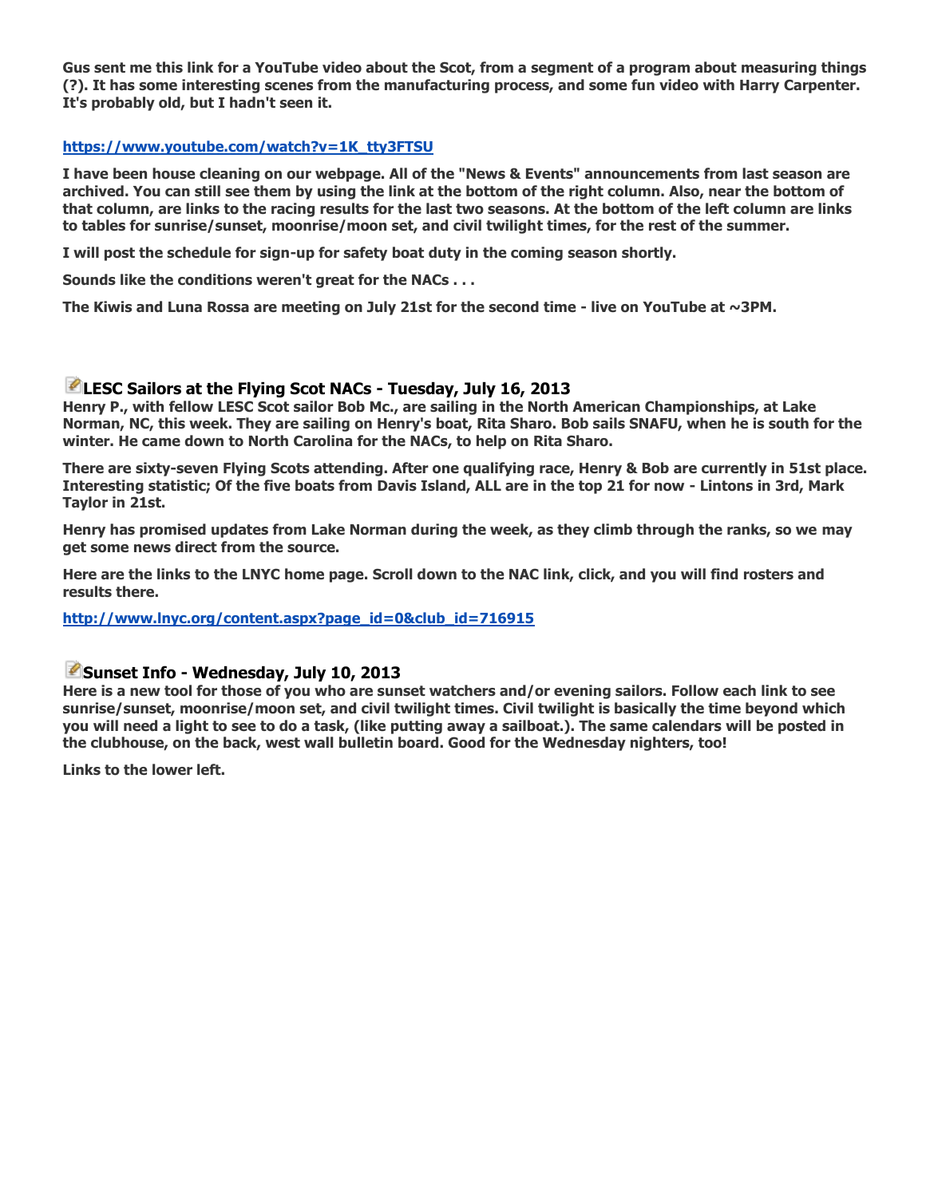**Gus sent me this link for a YouTube video about the Scot, from a segment of a program about measuring things (?). It has some interesting scenes from the manufacturing process, and some fun video with Harry Carpenter. It's probably old, but I hadn't seen it.**

**https://www.youtube.com/watch?v=1K_tty3FTSU**

**I have been house cleaning on our webpage. All of the "News & Events" announcements from last season are archived. You can still see them by using the link at the bottom of the right column. Also, near the bottom of that column, are links to the racing results for the last two seasons. At the bottom of the left column are links to tables for sunrise/sunset, moonrise/moon set, and civil twilight times, for the rest of the summer.**

**I will post the schedule for sign-up for safety boat duty in the coming season shortly.**

**Sounds like the conditions weren't great for the NACs . . .**

**The Kiwis and Luna Rossa are meeting on July 21st for the second time - live on YouTube at ~3PM.**

## LESC Sailors at the Flying Scot NACs - Tuesday, July 16, 2013

**Henry P., with fellow LESC Scot sailor Bob Mc., are sailing in the North American Championships, at Lake Norman, NC, this week. They are sailing on Henry's boat, Rita Sharo. Bob sails SNAFU, when he is south for the winter. He came down to North Carolina for the NACs, to help on Rita Sharo.**

**There are sixty-seven Flying Scots attending. After one qualifying race, Henry & Bob are currently in 51st place. Interesting statistic; Of the five boats from Davis Island, ALL are in the top 21 for now - Lintons in 3rd, Mark Taylor in 21st.**

**Henry has promised updates from Lake Norman during the week, as they climb through the ranks, so we may get some news direct from the source.**

**Here are the links to the LNYC home page. Scroll down to the NAC link, click, and you will find rosters and results there.**

**http://www.lnyc.org/content.aspx?page_id=0&club_id=716915**

## Sunset Info - Wednesday, July 10, 2013

**Here is a new tool for those of you who are sunset watchers and/or evening sailors. Follow each link to see sunrise/sunset, moonrise/moon set, and civil twilight times. Civil twilight is basically the time beyond which you will need a light to see to do a task, (like putting away a sailboat.). The same calendars will be posted in the clubhouse, on the back, west wall bulletin board. Good for the Wednesday nighters, too!**

**Links to the lower left.**